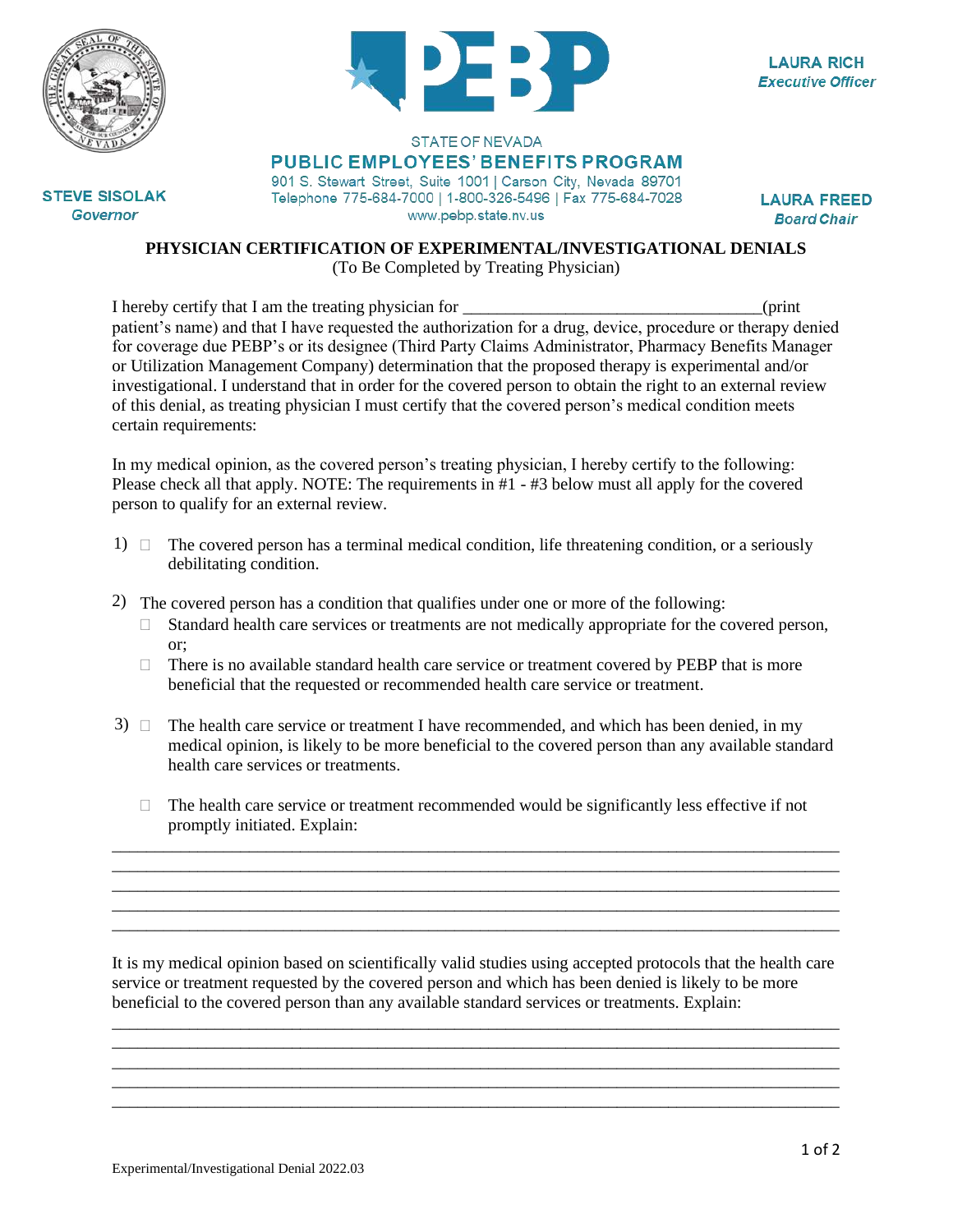LAURA RICH
*Executive Officer*

STATE OF NEVADA

**PUBLIC EMPLOYEES' BENEFITS PROGRAM**

901 S. Stewart Street, Suite 1001 | Carson City, Nevada 89701
Telephone 775-684-7000 | 1-800-326-5496 | Fax 775-684-7028
www.pebp.state.nv.us

STEVE SISOLAK
*Governor*

LAURA FREED
*Board Chair*

**PHYSICIAN CERTIFICATION OF EXPERIMENTAL/INVESTIGATIONAL DENIALS**
(To Be Completed by Treating Physician)

I hereby certify that I am the treating physician for ___________________________________(print patient's name) and that I have requested the authorization for a drug, device, procedure or therapy denied for coverage due PEBP's or its designee (Third Party Claims Administrator, Pharmacy Benefits Manager or Utilization Management Company) determination that the proposed therapy is experimental and/or investigational. I understand that in order for the covered person to obtain the right to an external review of this denial, as treating physician I must certify that the covered person's medical condition meets certain requirements:

In my medical opinion, as the covered person's treating physician, I hereby certify to the following: Please check all that apply. NOTE: The requirements in #1 - #3 below must all apply for the covered person to qualify for an external review.

1) ☐ The covered person has a terminal medical condition, life threatening condition, or a seriously debilitating condition.

2) The covered person has a condition that qualifies under one or more of the following:
   - ☐ Standard health care services or treatments are not medically appropriate for the covered person, or;
   - ☐ There is no available standard health care service or treatment covered by PEBP that is more beneficial that the requested or recommended health care service or treatment.

3) ☐ The health care service or treatment I have recommended, and which has been denied, in my medical opinion, is likely to be more beneficial to the covered person than any available standard health care services or treatments.

   ☐ The health care service or treatment recommended would be significantly less effective if not promptly initiated. Explain:

_____________________________________________________________________________________
_____________________________________________________________________________________
_____________________________________________________________________________________
_____________________________________________________________________________________
_____________________________________________________________________________________

It is my medical opinion based on scientifically valid studies using accepted protocols that the health care service or treatment requested by the covered person and which has been denied is likely to be more beneficial to the covered person than any available standard services or treatments. Explain:

_____________________________________________________________________________________
_____________________________________________________________________________________
_____________________________________________________________________________________
_____________________________________________________________________________________
_____________________________________________________________________________________

Experimental/Investigational Denial 2022.03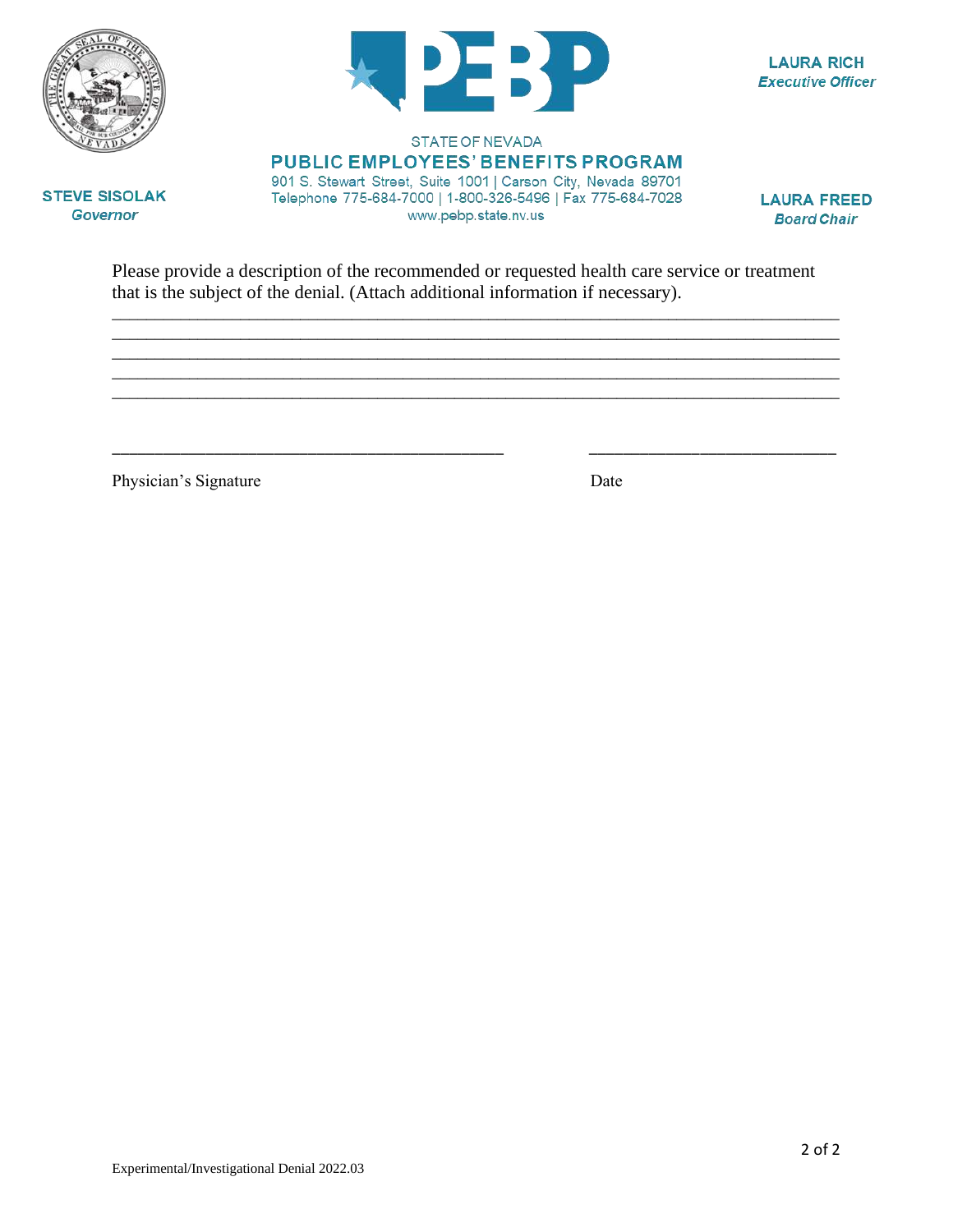STEVE SISOLAK
*Governor*

LAURA RICH
*Executive Officer*

STATE OF NEVADA
**PUBLIC EMPLOYEES' BENEFITS PROGRAM**
901 S. Stewart Street, Suite 1001 | Carson City, Nevada 89701
Telephone 775-684-7000 | 1-800-326-5496 | Fax 775-684-7028
www.pebp.state.nv.us

LAURA FREED
*Board Chair*

Please provide a description of the recommended or requested health care service or treatment that is the subject of the denial. (Attach additional information if necessary).

_______________________________________________________________________________
_______________________________________________________________________________
_______________________________________________________________________________
_______________________________________________________________________________
_______________________________________________________________________________

_____________________________________________          ___________________________

Physician's Signature          Date

Experimental/Investigational Denial 2022.03